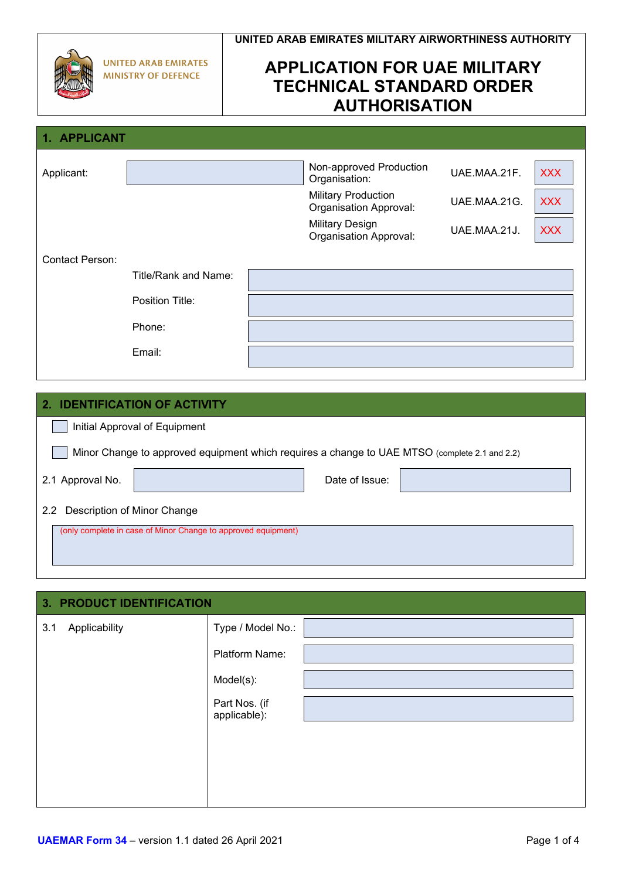UNITED ARAB EMIRATES
MINISTRY OF DEFENCE

UNITED ARAB EMIRATES MILITARY AIRWORTHINESS AUTHORITY

# APPLICATION FOR UAE MILITARY TECHNICAL STANDARD ORDER AUTHORISATION

## 1. APPLICANT

| Applicant: | | Non-approved Production Organisation: | UAE.MAA.21F. | XXX |
|---|---|---|---|---|
| | | Military Production Organisation Approval: | UAE.MAA.21G. | XXX |
| | | Military Design Organisation Approval: | UAE.MAA.21J. | XXX |

Contact Person:

| | |
|---|---|
| Title/Rank and Name: | |
| Position Title: | |
| Phone: | |
| Email: | |

## 2. IDENTIFICATION OF ACTIVITY

☐ Initial Approval of Equipment

☐ Minor Change to approved equipment which requires a change to UAE MTSO (complete 2.1 and 2.2)

| 2.1 Approval No. | | Date of Issue: | |
|---|---|---|---|

2.2 Description of Minor Change

(only complete in case of Minor Change to approved equipment)

## 3. PRODUCT IDENTIFICATION

| 3.1 Applicability | | |
|---|---|---|
| | Type / Model No.: | |
| | Platform Name: | |
| | Model(s): | |
| | Part Nos. (if applicable): | |

**UAEMAR Form 34** – version 1.1 dated 26 April 2021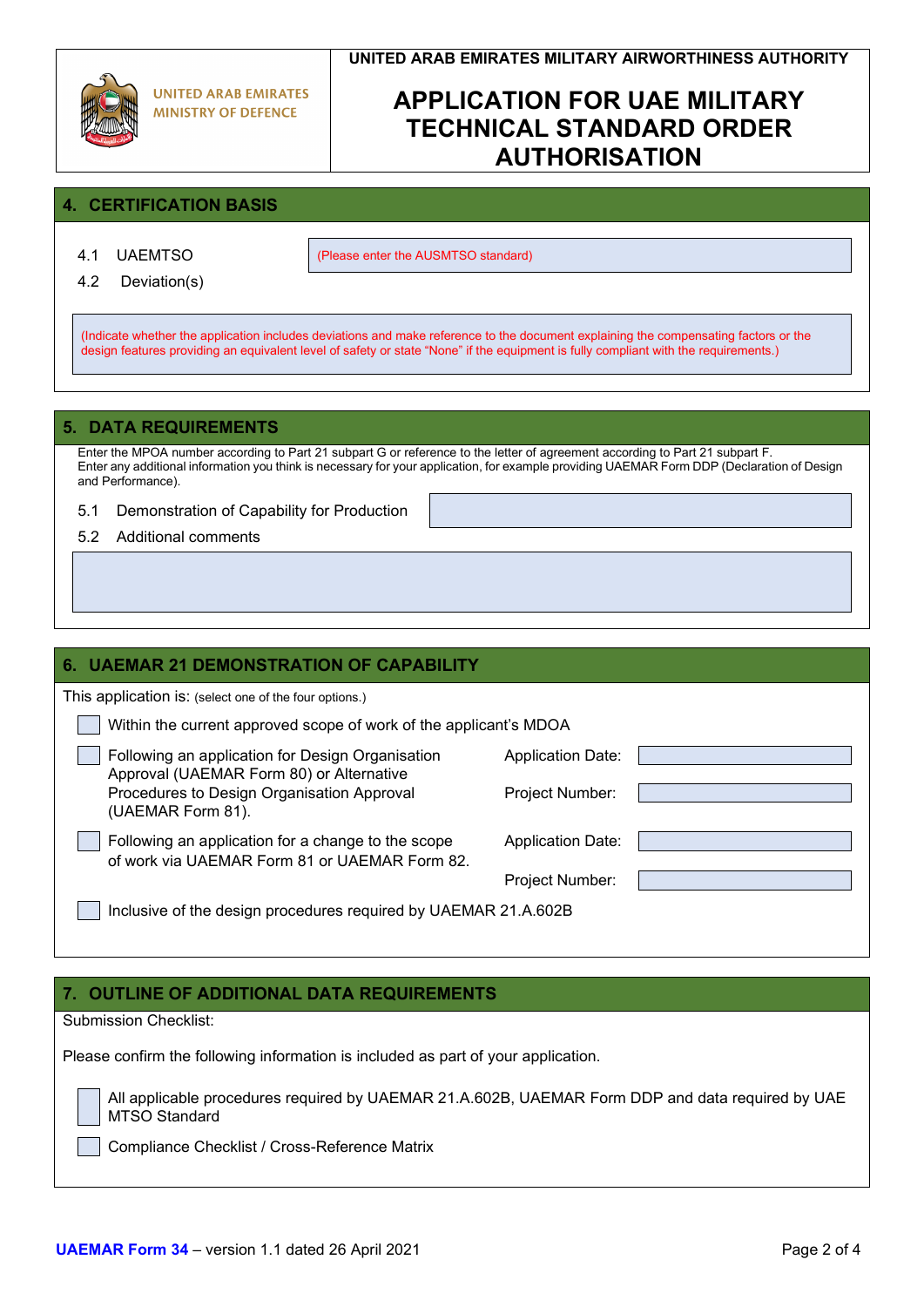UNITED ARAB EMIRATES MILITARY AIRWORTHINESS AUTHORITY

UNITED ARAB EMIRATES
MINISTRY OF DEFENCE

# APPLICATION FOR UAE MILITARY TECHNICAL STANDARD ORDER AUTHORISATION

## 4. CERTIFICATION BASIS

4.1 UAEMTSO

(Please enter the AUSMTSO standard)

4.2 Deviation(s)

(Indicate whether the application includes deviations and make reference to the document explaining the compensating factors or the design features providing an equivalent level of safety or state "None" if the equipment is fully compliant with the requirements.)

## 5. DATA REQUIREMENTS

Enter the MPOA number according to Part 21 subpart G or reference to the letter of agreement according to Part 21 subpart F.
Enter any additional information you think is necessary for your application, for example providing UAEMAR Form DDP (Declaration of Design and Performance).

5.1 Demonstration of Capability for Production

5.2 Additional comments

## 6. UAEMAR 21 DEMONSTRATION OF CAPABILITY

This application is: (select one of the four options.)

- ☐ Within the current approved scope of work of the applicant's MDOA
- ☐ Following an application for Design Organisation Approval (UAEMAR Form 80) or Alternative Procedures to Design Organisation Approval (UAEMAR Form 81).
  - Application Date:
  - Project Number:
- ☐ Following an application for a change to the scope of work via UAEMAR Form 81 or UAEMAR Form 82.
  - Application Date:
  - Project Number:
- ☐ Inclusive of the design procedures required by UAEMAR 21.A.602B

## 7. OUTLINE OF ADDITIONAL DATA REQUIREMENTS

Submission Checklist:

Please confirm the following information is included as part of your application.

- ☐ All applicable procedures required by UAEMAR 21.A.602B, UAEMAR Form DDP and data required by UAE MTSO Standard
- ☐ Compliance Checklist / Cross-Reference Matrix

**UAEMAR Form 34** – version 1.1 dated 26 April 2021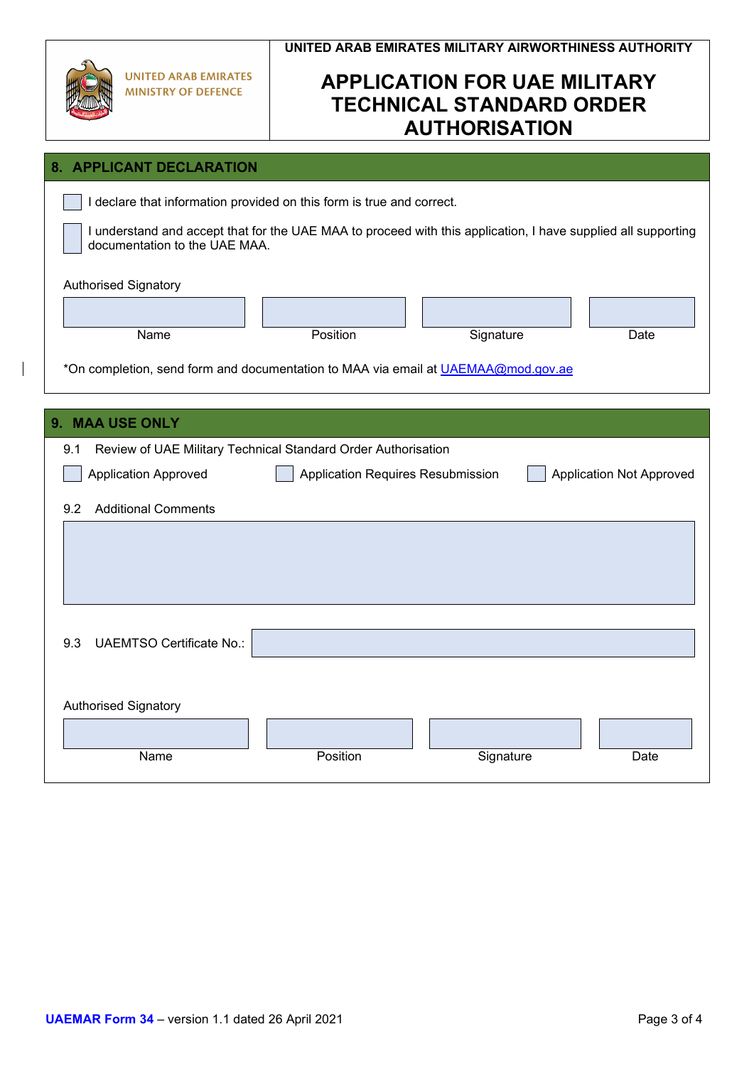UNITED ARAB EMIRATES MINISTRY OF DEFENCE

**UNITED ARAB EMIRATES MILITARY AIRWORTHINESS AUTHORITY**

# APPLICATION FOR UAE MILITARY TECHNICAL STANDARD ORDER AUTHORISATION

## 8. APPLICANT DECLARATION

☐ I declare that information provided on this form is true and correct.

☐ I understand and accept that for the UAE MAA to proceed with this application, I have supplied all supporting documentation to the UAE MAA.

Authorised Signatory

| Name | Position | Signature | Date |
|---|---|---|---|
| | | | |

*On completion, send form and documentation to MAA via email at [UAEMAA@mod.gov.ae](mailto:UAEMAA@mod.gov.ae)

## 9. MAA USE ONLY

9.1 Review of UAE Military Technical Standard Order Authorisation

☐ Application Approved ☐ Application Requires Resubmission ☐ Application Not Approved

9.2 Additional Comments

9.3 UAEMTSO Certificate No.:

Authorised Signatory

| Name | Position | Signature | Date |
|---|---|---|---|
| | | | |

**UAEMAR Form 34** – version 1.1 dated 26 April 2021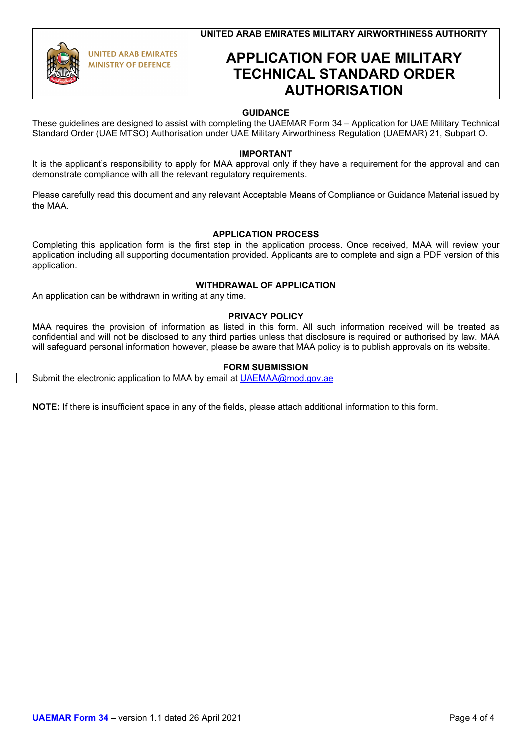UNITED ARAB EMIRATES
MINISTRY OF DEFENCE

**UNITED ARAB EMIRATES MILITARY AIRWORTHINESS AUTHORITY**

# APPLICATION FOR UAE MILITARY TECHNICAL STANDARD ORDER AUTHORISATION

## GUIDANCE

These guidelines are designed to assist with completing the UAEMAR Form 34 – Application for UAE Military Technical Standard Order (UAE MTSO) Authorisation under UAE Military Airworthiness Regulation (UAEMAR) 21, Subpart O.

## IMPORTANT

It is the applicant's responsibility to apply for MAA approval only if they have a requirement for the approval and can demonstrate compliance with all the relevant regulatory requirements.

Please carefully read this document and any relevant Acceptable Means of Compliance or Guidance Material issued by the MAA.

## APPLICATION PROCESS

Completing this application form is the first step in the application process. Once received, MAA will review your application including all supporting documentation provided. Applicants are to complete and sign a PDF version of this application.

## WITHDRAWAL OF APPLICATION

An application can be withdrawn in writing at any time.

## PRIVACY POLICY

MAA requires the provision of information as listed in this form. All such information received will be treated as confidential and will not be disclosed to any third parties unless that disclosure is required or authorised by law. MAA will safeguard personal information however, please be aware that MAA policy is to publish approvals on its website.

## FORM SUBMISSION

Submit the electronic application to MAA by email at UAEMAA@mod.gov.ae

**NOTE:** If there is insufficient space in any of the fields, please attach additional information to this form.